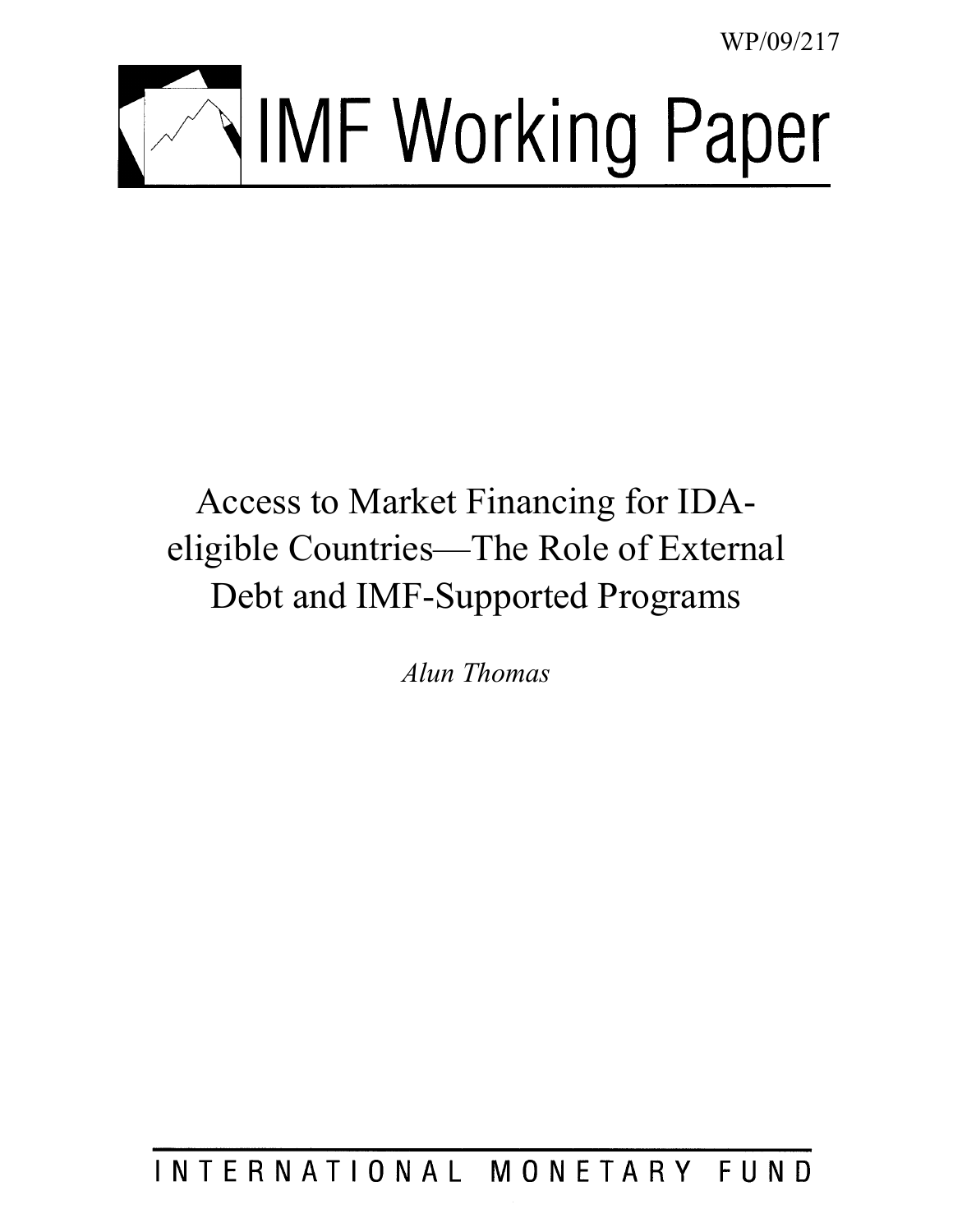WP/09/217

# IMF Working Paper

# Access to Market Financing for IDA-eligible Countries—The Role of External Debt and IMF-Supported Programs

*Alun Thomas*

INTERNATIONAL MONETARY FUND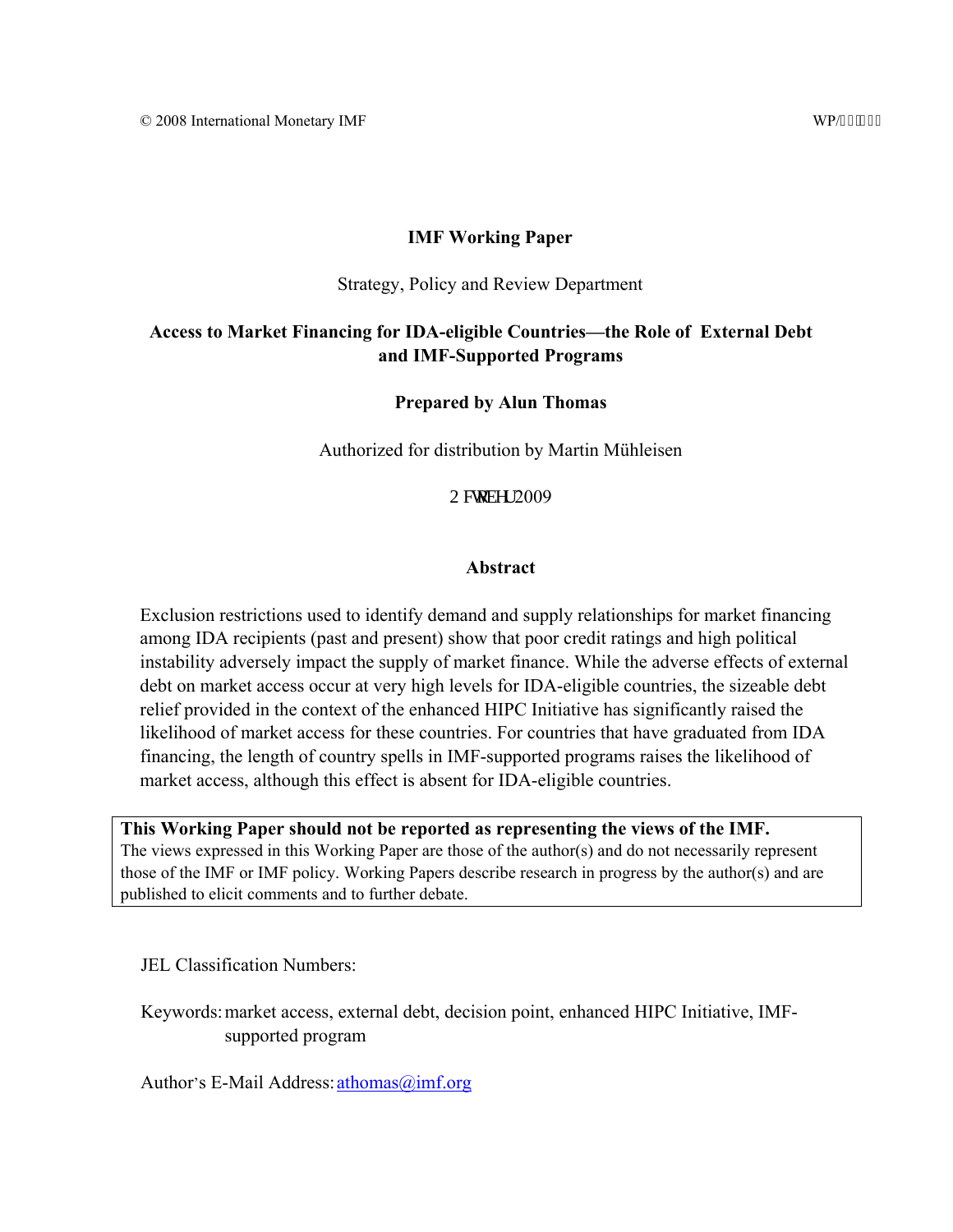© 2008 International Monetary IMF WP/

**IMF Working Paper**

Strategy, Policy and Review Department

**Access to Market Financing for IDA-eligible Countries—the Role of External Debt and IMF-Supported Programs**

**Prepared by Alun Thomas**

Authorized for distribution by Martin Mühleisen

October 2009

**Abstract**

Exclusion restrictions used to identify demand and supply relationships for market financing among IDA recipients (past and present) show that poor credit ratings and high political instability adversely impact the supply of market finance. While the adverse effects of external debt on market access occur at very high levels for IDA-eligible countries, the sizeable debt relief provided in the context of the enhanced HIPC Initiative has significantly raised the likelihood of market access for these countries. For countries that have graduated from IDA financing, the length of country spells in IMF-supported programs raises the likelihood of market access, although this effect is absent for IDA-eligible countries.

**This Working Paper should not be reported as representing the views of the IMF.**
The views expressed in this Working Paper are those of the author(s) and do not necessarily represent those of the IMF or IMF policy. Working Papers describe research in progress by the author(s) and are published to elicit comments and to further debate.

JEL Classification Numbers:

Keywords: market access, external debt, decision point, enhanced HIPC Initiative, IMF-supported program

Author's E-Mail Address: athomas@imf.org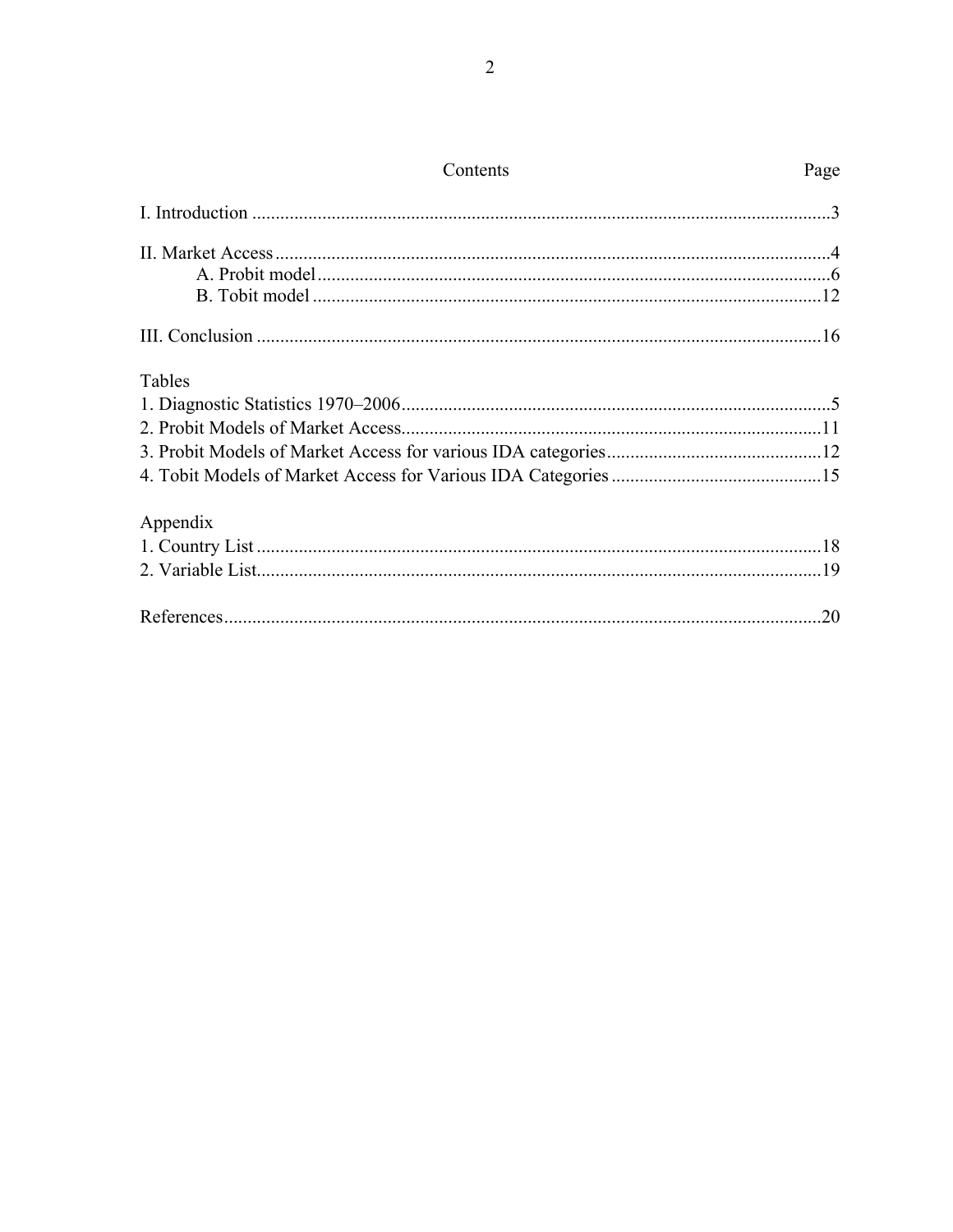Contents Page

I. Introduction ....................................................................................................................3

II. Market Access ...............................................................................................................4
    A. Probit model ...........................................................................................................6
    B. Tobit model ...........................................................................................................12

III. Conclusion .................................................................................................................16

Tables
1. Diagnostic Statistics 1970–2006 ...................................................................................5
2. Probit Models of Market Access ..................................................................................11
3. Probit Models of Market Access for various IDA categories ......................................12
4. Tobit Models of Market Access for Various IDA Categories ......................................15

Appendix
1. Country List .................................................................................................................18
2. Variable List .................................................................................................................19

References ........................................................................................................................20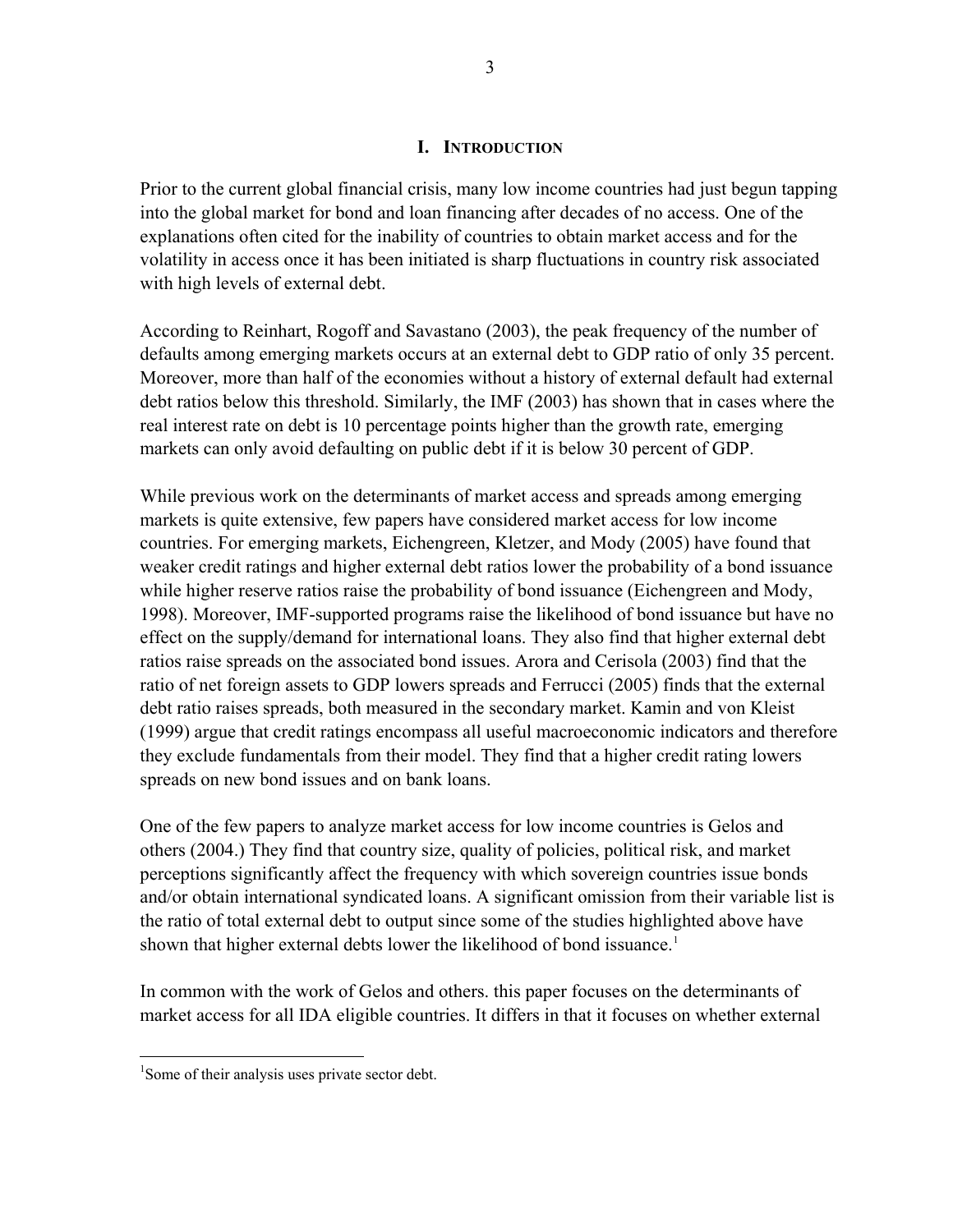# I. INTRODUCTION

Prior to the current global financial crisis, many low income countries had just begun tapping into the global market for bond and loan financing after decades of no access. One of the explanations often cited for the inability of countries to obtain market access and for the volatility in access once it has been initiated is sharp fluctuations in country risk associated with high levels of external debt.

According to Reinhart, Rogoff and Savastano (2003), the peak frequency of the number of defaults among emerging markets occurs at an external debt to GDP ratio of only 35 percent. Moreover, more than half of the economies without a history of external default had external debt ratios below this threshold. Similarly, the IMF (2003) has shown that in cases where the real interest rate on debt is 10 percentage points higher than the growth rate, emerging markets can only avoid defaulting on public debt if it is below 30 percent of GDP.

While previous work on the determinants of market access and spreads among emerging markets is quite extensive, few papers have considered market access for low income countries. For emerging markets, Eichengreen, Kletzer, and Mody (2005) have found that weaker credit ratings and higher external debt ratios lower the probability of a bond issuance while higher reserve ratios raise the probability of bond issuance (Eichengreen and Mody, 1998). Moreover, IMF-supported programs raise the likelihood of bond issuance but have no effect on the supply/demand for international loans. They also find that higher external debt ratios raise spreads on the associated bond issues. Arora and Cerisola (2003) find that the ratio of net foreign assets to GDP lowers spreads and Ferrucci (2005) finds that the external debt ratio raises spreads, both measured in the secondary market. Kamin and von Kleist (1999) argue that credit ratings encompass all useful macroeconomic indicators and therefore they exclude fundamentals from their model. They find that a higher credit rating lowers spreads on new bond issues and on bank loans.

One of the few papers to analyze market access for low income countries is Gelos and others (2004.) They find that country size, quality of policies, political risk, and market perceptions significantly affect the frequency with which sovereign countries issue bonds and/or obtain international syndicated loans. A significant omission from their variable list is the ratio of total external debt to output since some of the studies highlighted above have shown that higher external debts lower the likelihood of bond issuance.[1]

In common with the work of Gelos and others. this paper focuses on the determinants of market access for all IDA eligible countries. It differs in that it focuses on whether external

[1]Some of their analysis uses private sector debt.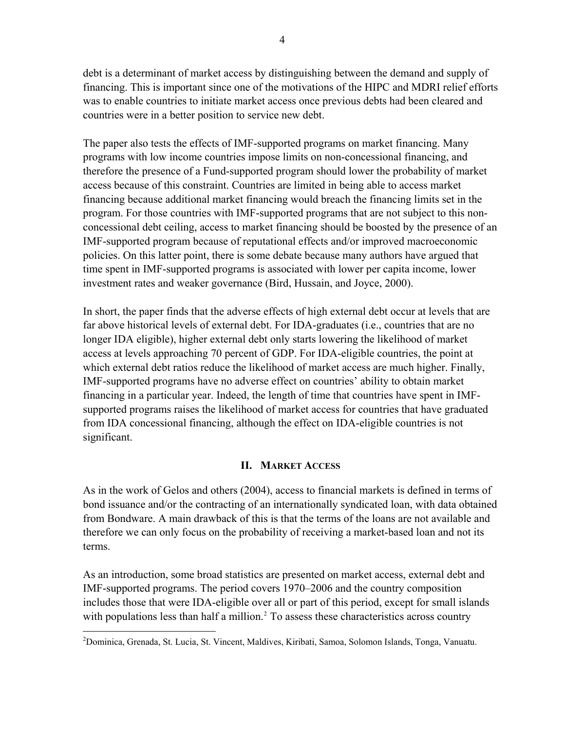debt is a determinant of market access by distinguishing between the demand and supply of financing. This is important since one of the motivations of the HIPC and MDRI relief efforts was to enable countries to initiate market access once previous debts had been cleared and countries were in a better position to service new debt.

The paper also tests the effects of IMF-supported programs on market financing. Many programs with low income countries impose limits on non-concessional financing, and therefore the presence of a Fund-supported program should lower the probability of market access because of this constraint. Countries are limited in being able to access market financing because additional market financing would breach the financing limits set in the program. For those countries with IMF-supported programs that are not subject to this non-concessional debt ceiling, access to market financing should be boosted by the presence of an IMF-supported program because of reputational effects and/or improved macroeconomic policies. On this latter point, there is some debate because many authors have argued that time spent in IMF-supported programs is associated with lower per capita income, lower investment rates and weaker governance (Bird, Hussain, and Joyce, 2000).

In short, the paper finds that the adverse effects of high external debt occur at levels that are far above historical levels of external debt. For IDA-graduates (i.e., countries that are no longer IDA eligible), higher external debt only starts lowering the likelihood of market access at levels approaching 70 percent of GDP. For IDA-eligible countries, the point at which external debt ratios reduce the likelihood of market access are much higher. Finally, IMF-supported programs have no adverse effect on countries' ability to obtain market financing in a particular year. Indeed, the length of time that countries have spent in IMF-supported programs raises the likelihood of market access for countries that have graduated from IDA concessional financing, although the effect on IDA-eligible countries is not significant.

## II. Market Access

As in the work of Gelos and others (2004), access to financial markets is defined in terms of bond issuance and/or the contracting of an internationally syndicated loan, with data obtained from Bondware. A main drawback of this is that the terms of the loans are not available and therefore we can only focus on the probability of receiving a market-based loan and not its terms.

As an introduction, some broad statistics are presented on market access, external debt and IMF-supported programs. The period covers 1970–2006 and the country composition includes those that were IDA-eligible over all or part of this period, except for small islands with populations less than half a million.[2] To assess these characteristics across country

[2] Dominica, Grenada, St. Lucia, St. Vincent, Maldives, Kiribati, Samoa, Solomon Islands, Tonga, Vanuatu.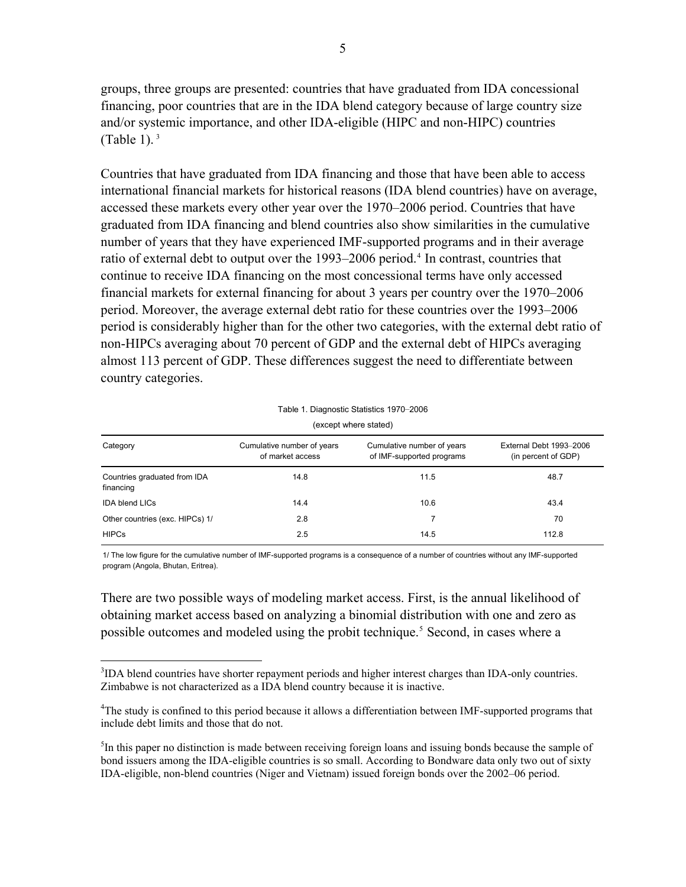groups, three groups are presented: countries that have graduated from IDA concessional financing, poor countries that are in the IDA blend category because of large country size and/or systemic importance, and other IDA-eligible (HIPC and non-HIPC) countries (Table 1).[3]

Countries that have graduated from IDA financing and those that have been able to access international financial markets for historical reasons (IDA blend countries) have on average, accessed these markets every other year over the 1970–2006 period. Countries that have graduated from IDA financing and blend countries also show similarities in the cumulative number of years that they have experienced IMF-supported programs and in their average ratio of external debt to output over the 1993–2006 period.[4] In contrast, countries that continue to receive IDA financing on the most concessional terms have only accessed financial markets for external financing for about 3 years per country over the 1970–2006 period. Moreover, the average external debt ratio for these countries over the 1993–2006 period is considerably higher than for the other two categories, with the external debt ratio of non-HIPCs averaging about 70 percent of GDP and the external debt of HIPCs averaging almost 113 percent of GDP. These differences suggest the need to differentiate between country categories.

Table 1. Diagnostic Statistics 1970–2006

(except where stated)

| Category | Cumulative number of years of market access | Cumulative number of years of IMF-supported programs | External Debt 1993–2006 (in percent of GDP) |
|---|---|---|---|
| Countries graduated from IDA financing | 14.8 | 11.5 | 48.7 |
| IDA blend LICs | 14.4 | 10.6 | 43.4 |
| Other countries (exc. HIPCs) 1/ | 2.8 | 7 | 70 |
| HIPCs | 2.5 | 14.5 | 112.8 |

1/ The low figure for the cumulative number of IMF-supported programs is a consequence of a number of countries without any IMF-supported program (Angola, Bhutan, Eritrea).

There are two possible ways of modeling market access. First, is the annual likelihood of obtaining market access based on analyzing a binomial distribution with one and zero as possible outcomes and modeled using the probit technique.[5] Second, in cases where a

---

[3] IDA blend countries have shorter repayment periods and higher interest charges than IDA-only countries. Zimbabwe is not characterized as a IDA blend country because it is inactive.

[4] The study is confined to this period because it allows a differentiation between IMF-supported programs that include debt limits and those that do not.

[5] In this paper no distinction is made between receiving foreign loans and issuing bonds because the sample of bond issuers among the IDA-eligible countries is so small. According to Bondware data only two out of sixty IDA-eligible, non-blend countries (Niger and Vietnam) issued foreign bonds over the 2002–06 period.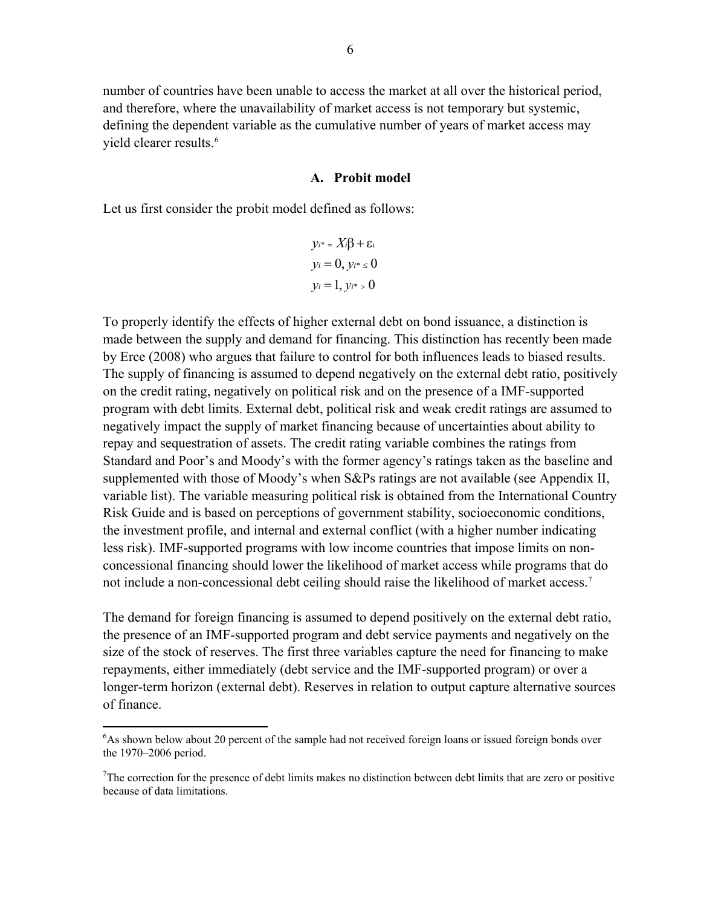number of countries have been unable to access the market at all over the historical period, and therefore, where the unavailability of market access is not temporary but systemic, defining the dependent variable as the cumulative number of years of market access may yield clearer results.[6]

### A. Probit model

Let us first consider the probit model defined as follows:

$$y_{i^*} = X_i\beta + \varepsilon_i$$
$$y_i = 0, y_{i^*} \leq 0$$
$$y_i = 1, y_{i^*} > 0$$

To properly identify the effects of higher external debt on bond issuance, a distinction is made between the supply and demand for financing. This distinction has recently been made by Erce (2008) who argues that failure to control for both influences leads to biased results. The supply of financing is assumed to depend negatively on the external debt ratio, positively on the credit rating, negatively on political risk and on the presence of a IMF-supported program with debt limits. External debt, political risk and weak credit ratings are assumed to negatively impact the supply of market financing because of uncertainties about ability to repay and sequestration of assets. The credit rating variable combines the ratings from Standard and Poor's and Moody's with the former agency's ratings taken as the baseline and supplemented with those of Moody's when S&Ps ratings are not available (see Appendix II, variable list). The variable measuring political risk is obtained from the International Country Risk Guide and is based on perceptions of government stability, socioeconomic conditions, the investment profile, and internal and external conflict (with a higher number indicating less risk). IMF-supported programs with low income countries that impose limits on non-concessional financing should lower the likelihood of market access while programs that do not include a non-concessional debt ceiling should raise the likelihood of market access.[7]

The demand for foreign financing is assumed to depend positively on the external debt ratio, the presence of an IMF-supported program and debt service payments and negatively on the size of the stock of reserves. The first three variables capture the need for financing to make repayments, either immediately (debt service and the IMF-supported program) or over a longer-term horizon (external debt). Reserves in relation to output capture alternative sources of finance.

[6]As shown below about 20 percent of the sample had not received foreign loans or issued foreign bonds over the 1970–2006 period.

[7]The correction for the presence of debt limits makes no distinction between debt limits that are zero or positive because of data limitations.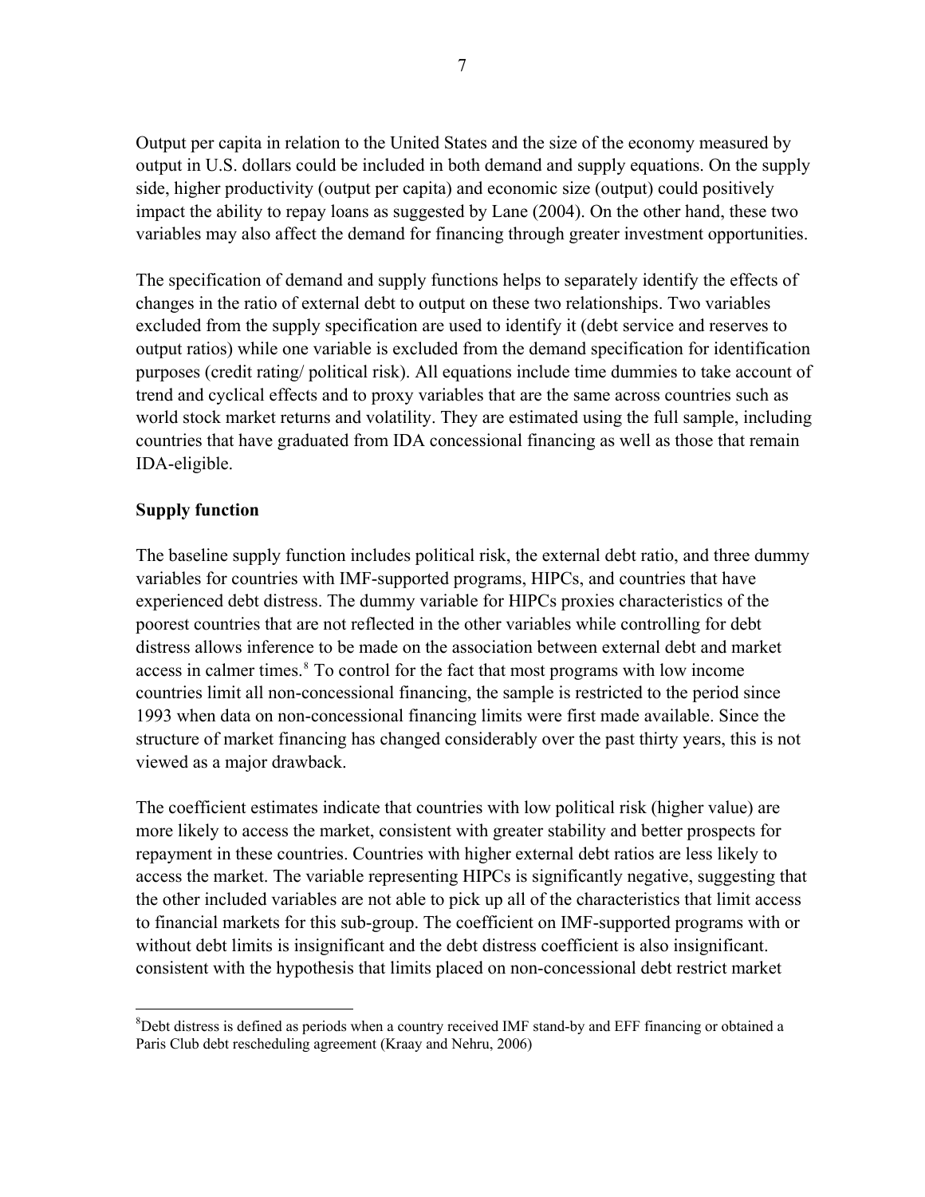Output per capita in relation to the United States and the size of the economy measured by output in U.S. dollars could be included in both demand and supply equations. On the supply side, higher productivity (output per capita) and economic size (output) could positively impact the ability to repay loans as suggested by Lane (2004). On the other hand, these two variables may also affect the demand for financing through greater investment opportunities.

The specification of demand and supply functions helps to separately identify the effects of changes in the ratio of external debt to output on these two relationships. Two variables excluded from the supply specification are used to identify it (debt service and reserves to output ratios) while one variable is excluded from the demand specification for identification purposes (credit rating/ political risk). All equations include time dummies to take account of trend and cyclical effects and to proxy variables that are the same across countries such as world stock market returns and volatility. They are estimated using the full sample, including countries that have graduated from IDA concessional financing as well as those that remain IDA-eligible.

**Supply function**

The baseline supply function includes political risk, the external debt ratio, and three dummy variables for countries with IMF-supported programs, HIPCs, and countries that have experienced debt distress. The dummy variable for HIPCs proxies characteristics of the poorest countries that are not reflected in the other variables while controlling for debt distress allows inference to be made on the association between external debt and market access in calmer times.[8] To control for the fact that most programs with low income countries limit all non-concessional financing, the sample is restricted to the period since 1993 when data on non-concessional financing limits were first made available. Since the structure of market financing has changed considerably over the past thirty years, this is not viewed as a major drawback.

The coefficient estimates indicate that countries with low political risk (higher value) are more likely to access the market, consistent with greater stability and better prospects for repayment in these countries. Countries with higher external debt ratios are less likely to access the market. The variable representing HIPCs is significantly negative, suggesting that the other included variables are not able to pick up all of the characteristics that limit access to financial markets for this sub-group. The coefficient on IMF-supported programs with or without debt limits is insignificant and the debt distress coefficient is also insignificant. consistent with the hypothesis that limits placed on non-concessional debt restrict market

[8] Debt distress is defined as periods when a country received IMF stand-by and EFF financing or obtained a Paris Club debt rescheduling agreement (Kraay and Nehru, 2006)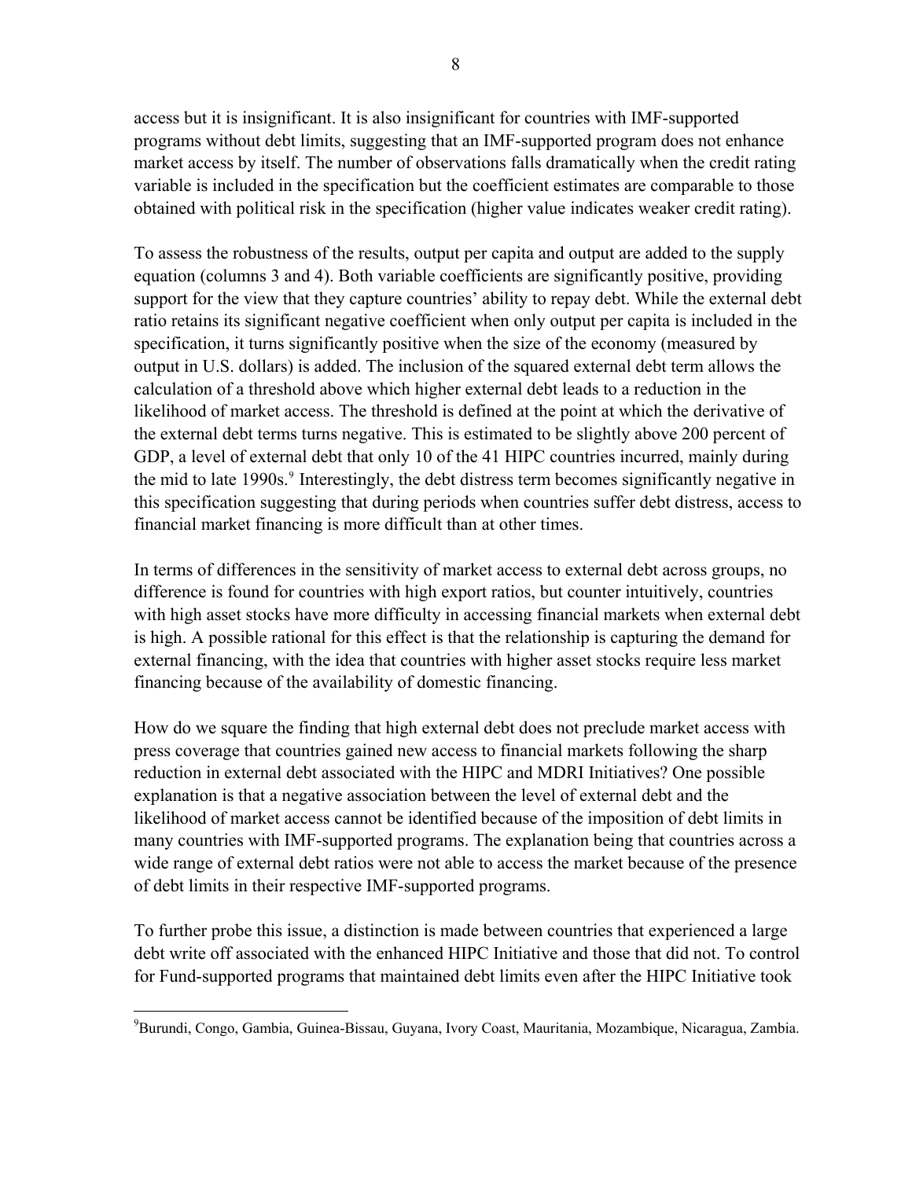access but it is insignificant. It is also insignificant for countries with IMF-supported programs without debt limits, suggesting that an IMF-supported program does not enhance market access by itself. The number of observations falls dramatically when the credit rating variable is included in the specification but the coefficient estimates are comparable to those obtained with political risk in the specification (higher value indicates weaker credit rating).

To assess the robustness of the results, output per capita and output are added to the supply equation (columns 3 and 4). Both variable coefficients are significantly positive, providing support for the view that they capture countries' ability to repay debt. While the external debt ratio retains its significant negative coefficient when only output per capita is included in the specification, it turns significantly positive when the size of the economy (measured by output in U.S. dollars) is added. The inclusion of the squared external debt term allows the calculation of a threshold above which higher external debt leads to a reduction in the likelihood of market access. The threshold is defined at the point at which the derivative of the external debt terms turns negative. This is estimated to be slightly above 200 percent of GDP, a level of external debt that only 10 of the 41 HIPC countries incurred, mainly during the mid to late 1990s.[9] Interestingly, the debt distress term becomes significantly negative in this specification suggesting that during periods when countries suffer debt distress, access to financial market financing is more difficult than at other times.

In terms of differences in the sensitivity of market access to external debt across groups, no difference is found for countries with high export ratios, but counter intuitively, countries with high asset stocks have more difficulty in accessing financial markets when external debt is high. A possible rational for this effect is that the relationship is capturing the demand for external financing, with the idea that countries with higher asset stocks require less market financing because of the availability of domestic financing.

How do we square the finding that high external debt does not preclude market access with press coverage that countries gained new access to financial markets following the sharp reduction in external debt associated with the HIPC and MDRI Initiatives? One possible explanation is that a negative association between the level of external debt and the likelihood of market access cannot be identified because of the imposition of debt limits in many countries with IMF-supported programs. The explanation being that countries across a wide range of external debt ratios were not able to access the market because of the presence of debt limits in their respective IMF-supported programs.

To further probe this issue, a distinction is made between countries that experienced a large debt write off associated with the enhanced HIPC Initiative and those that did not. To control for Fund-supported programs that maintained debt limits even after the HIPC Initiative took

[9] Burundi, Congo, Gambia, Guinea-Bissau, Guyana, Ivory Coast, Mauritania, Mozambique, Nicaragua, Zambia.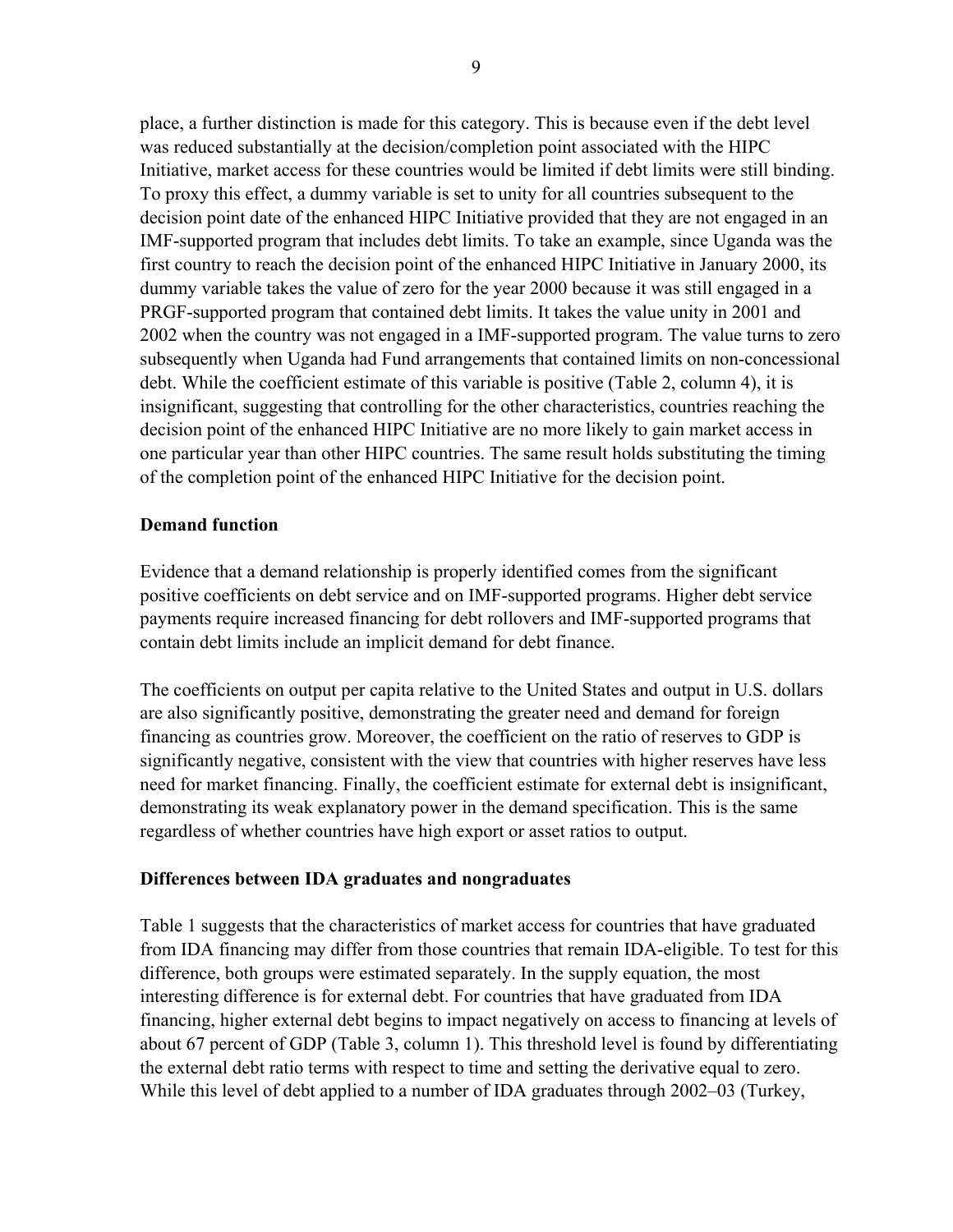place, a further distinction is made for this category. This is because even if the debt level was reduced substantially at the decision/completion point associated with the HIPC Initiative, market access for these countries would be limited if debt limits were still binding. To proxy this effect, a dummy variable is set to unity for all countries subsequent to the decision point date of the enhanced HIPC Initiative provided that they are not engaged in an IMF-supported program that includes debt limits. To take an example, since Uganda was the first country to reach the decision point of the enhanced HIPC Initiative in January 2000, its dummy variable takes the value of zero for the year 2000 because it was still engaged in a PRGF-supported program that contained debt limits. It takes the value unity in 2001 and 2002 when the country was not engaged in a IMF-supported program. The value turns to zero subsequently when Uganda had Fund arrangements that contained limits on non-concessional debt. While the coefficient estimate of this variable is positive (Table 2, column 4), it is insignificant, suggesting that controlling for the other characteristics, countries reaching the decision point of the enhanced HIPC Initiative are no more likely to gain market access in one particular year than other HIPC countries. The same result holds substituting the timing of the completion point of the enhanced HIPC Initiative for the decision point.

**Demand function**

Evidence that a demand relationship is properly identified comes from the significant positive coefficients on debt service and on IMF-supported programs. Higher debt service payments require increased financing for debt rollovers and IMF-supported programs that contain debt limits include an implicit demand for debt finance.

The coefficients on output per capita relative to the United States and output in U.S. dollars are also significantly positive, demonstrating the greater need and demand for foreign financing as countries grow. Moreover, the coefficient on the ratio of reserves to GDP is significantly negative, consistent with the view that countries with higher reserves have less need for market financing. Finally, the coefficient estimate for external debt is insignificant, demonstrating its weak explanatory power in the demand specification. This is the same regardless of whether countries have high export or asset ratios to output.

**Differences between IDA graduates and nongraduates**

Table 1 suggests that the characteristics of market access for countries that have graduated from IDA financing may differ from those countries that remain IDA-eligible. To test for this difference, both groups were estimated separately. In the supply equation, the most interesting difference is for external debt. For countries that have graduated from IDA financing, higher external debt begins to impact negatively on access to financing at levels of about 67 percent of GDP (Table 3, column 1). This threshold level is found by differentiating the external debt ratio terms with respect to time and setting the derivative equal to zero. While this level of debt applied to a number of IDA graduates through 2002–03 (Turkey,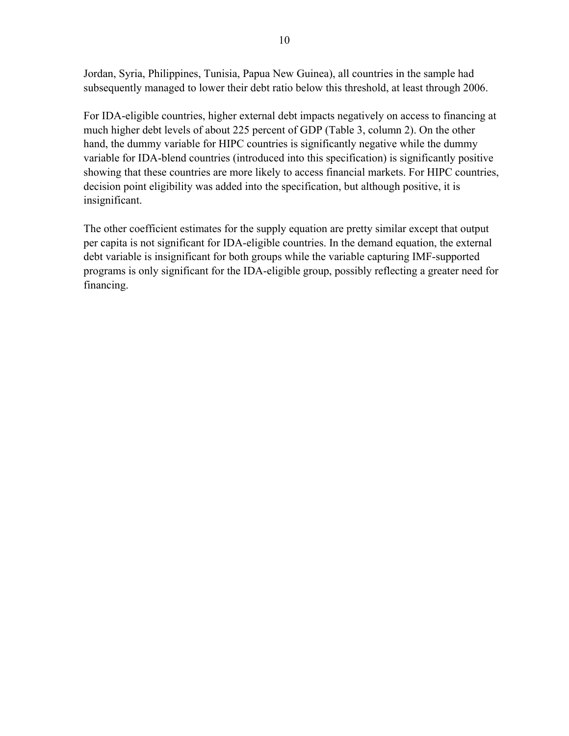Jordan, Syria, Philippines, Tunisia, Papua New Guinea), all countries in the sample had subsequently managed to lower their debt ratio below this threshold, at least through 2006.

For IDA-eligible countries, higher external debt impacts negatively on access to financing at much higher debt levels of about 225 percent of GDP (Table 3, column 2). On the other hand, the dummy variable for HIPC countries is significantly negative while the dummy variable for IDA-blend countries (introduced into this specification) is significantly positive showing that these countries are more likely to access financial markets. For HIPC countries, decision point eligibility was added into the specification, but although positive, it is insignificant.

The other coefficient estimates for the supply equation are pretty similar except that output per capita is not significant for IDA-eligible countries. In the demand equation, the external debt variable is insignificant for both groups while the variable capturing IMF-supported programs is only significant for the IDA-eligible group, possibly reflecting a greater need for financing.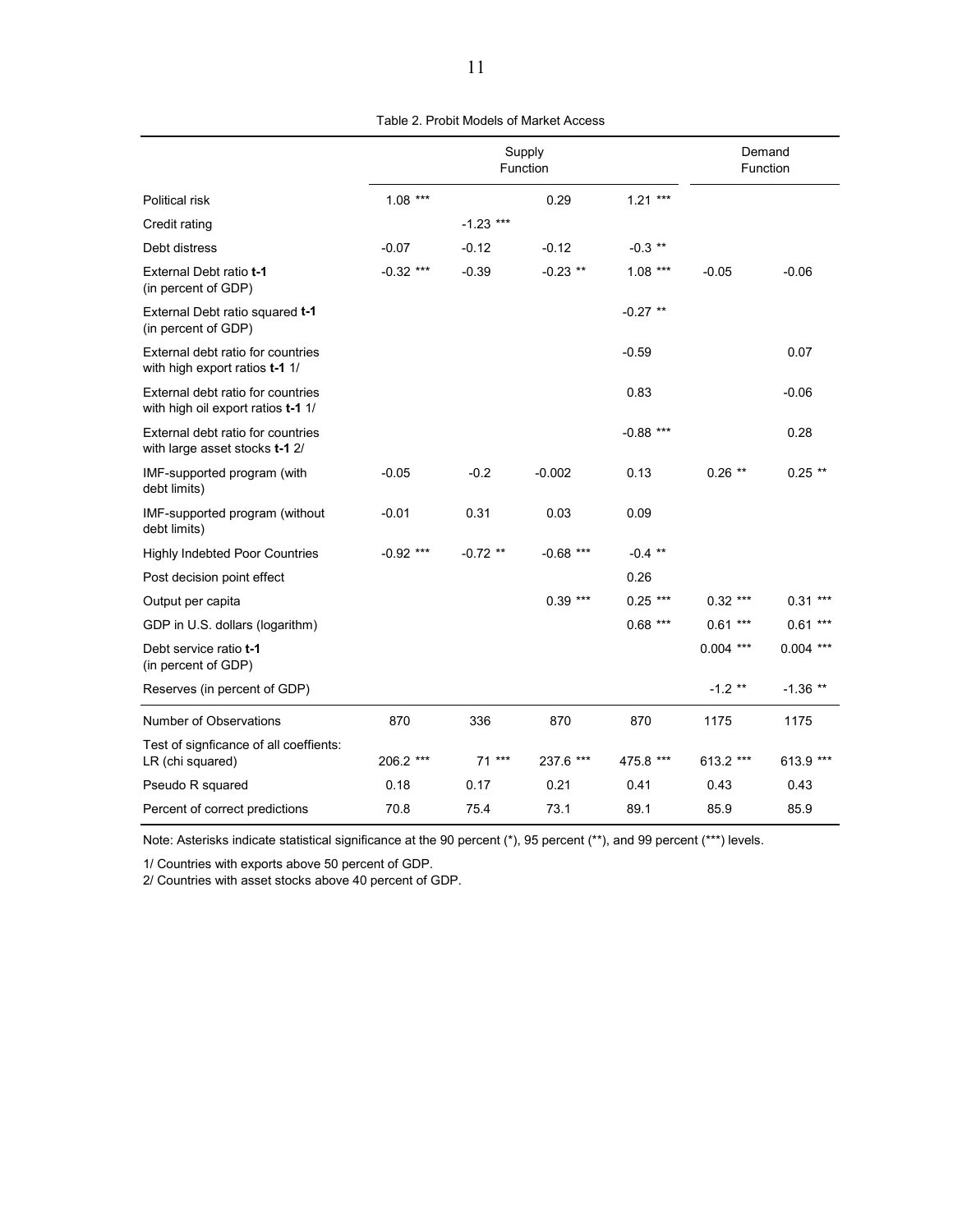Table 2. Probit Models of Market Access

| | Supply Function | | | | Demand Function | |
|---|---|---|---|---|---|---|
| Political risk | 1.08 *** | | 0.29 | 1.21 *** | | |
| Credit rating | | -1.23 *** | | | | |
| Debt distress | -0.07 | -0.12 | -0.12 | -0.3 ** | | |
| External Debt ratio **t-1** (in percent of GDP) | -0.32 *** | -0.39 | -0.23 ** | 1.08 *** | -0.05 | -0.06 |
| External Debt ratio squared **t-1** (in percent of GDP) | | | | -0.27 ** | | |
| External debt ratio for countries with high export ratios **t-1** 1/ | | | | -0.59 | | 0.07 |
| External debt ratio for countries with high oil export ratios **t-1** 1/ | | | | 0.83 | | -0.06 |
| External debt ratio for countries with large asset stocks **t-1** 2/ | | | | -0.88 *** | | 0.28 |
| IMF-supported program (with debt limits) | -0.05 | -0.2 | -0.002 | 0.13 | 0.26 ** | 0.25 ** |
| IMF-supported program (without debt limits) | -0.01 | 0.31 | 0.03 | 0.09 | | |
| Highly Indebted Poor Countries | -0.92 *** | -0.72 ** | -0.68 *** | -0.4 ** | | |
| Post decision point effect | | | | 0.26 | | |
| Output per capita | | | 0.39 *** | 0.25 *** | 0.32 *** | 0.31 *** |
| GDP in U.S. dollars (logarithm) | | | | 0.68 *** | 0.61 *** | 0.61 *** |
| Debt service ratio **t-1** (in percent of GDP) | | | | | 0.004 *** | 0.004 *** |
| Reserves (in percent of GDP) | | | | | -1.2 ** | -1.36 ** |
| Number of Observations | 870 | 336 | 870 | 870 | 1175 | 1175 |
| Test of signficance of all coeffients: LR (chi squared) | 206.2 *** | 71 *** | 237.6 *** | 475.8 *** | 613.2 *** | 613.9 *** |
| Pseudo R squared | 0.18 | 0.17 | 0.21 | 0.41 | 0.43 | 0.43 |
| Percent of correct predictions | 70.8 | 75.4 | 73.1 | 89.1 | 85.9 | 85.9 |

Note: Asterisks indicate statistical significance at the 90 percent (*), 95 percent (**), and 99 percent (***) levels.

1/ Countries with exports above 50 percent of GDP.
2/ Countries with asset stocks above 40 percent of GDP.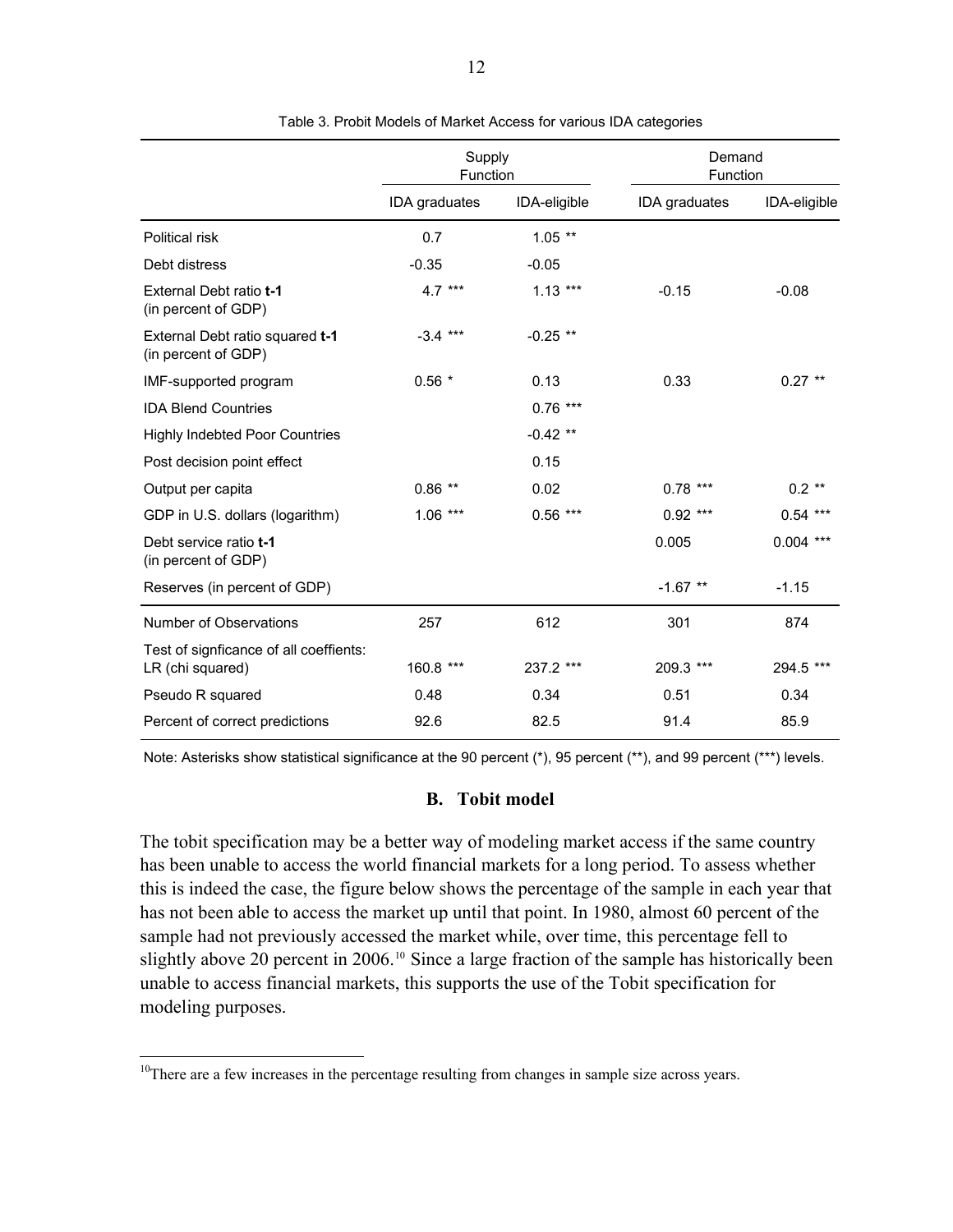Table 3. Probit Models of Market Access for various IDA categories

| | Supply Function | | Demand Function | |
|---|---|---|---|---|
| | IDA graduates | IDA-eligible | IDA graduates | IDA-eligible |
| Political risk | 0.7 | 1.05 ** | | |
| Debt distress | -0.35 | -0.05 | | |
| External Debt ratio **t-1** (in percent of GDP) | 4.7 *** | 1.13 *** | -0.15 | -0.08 |
| External Debt ratio squared **t-1** (in percent of GDP) | -3.4 *** | -0.25 ** | | |
| IMF-supported program | 0.56 * | 0.13 | 0.33 | 0.27 ** |
| IDA Blend Countries | | 0.76 *** | | |
| Highly Indebted Poor Countries | | -0.42 ** | | |
| Post decision point effect | | 0.15 | | |
| Output per capita | 0.86 ** | 0.02 | 0.78 *** | 0.2 ** |
| GDP in U.S. dollars (logarithm) | 1.06 *** | 0.56 *** | 0.92 *** | 0.54 *** |
| Debt service ratio **t-1** (in percent of GDP) | | | 0.005 | 0.004 *** |
| Reserves (in percent of GDP) | | | -1.67 ** | -1.15 |
| Number of Observations | 257 | 612 | 301 | 874 |
| Test of signficance of all coeffients: LR (chi squared) | 160.8 *** | 237.2 *** | 209.3 *** | 294.5 *** |
| Pseudo R squared | 0.48 | 0.34 | 0.51 | 0.34 |
| Percent of correct predictions | 92.6 | 82.5 | 91.4 | 85.9 |

Note: Asterisks show statistical significance at the 90 percent (*), 95 percent (**), and 99 percent (***) levels.

### B. Tobit model

The tobit specification may be a better way of modeling market access if the same country has been unable to access the world financial markets for a long period. To assess whether this is indeed the case, the figure below shows the percentage of the sample in each year that has not been able to access the market up until that point. In 1980, almost 60 percent of the sample had not previously accessed the market while, over time, this percentage fell to slightly above 20 percent in 2006.[10] Since a large fraction of the sample has historically been unable to access financial markets, this supports the use of the Tobit specification for modeling purposes.

[10]There are a few increases in the percentage resulting from changes in sample size across years.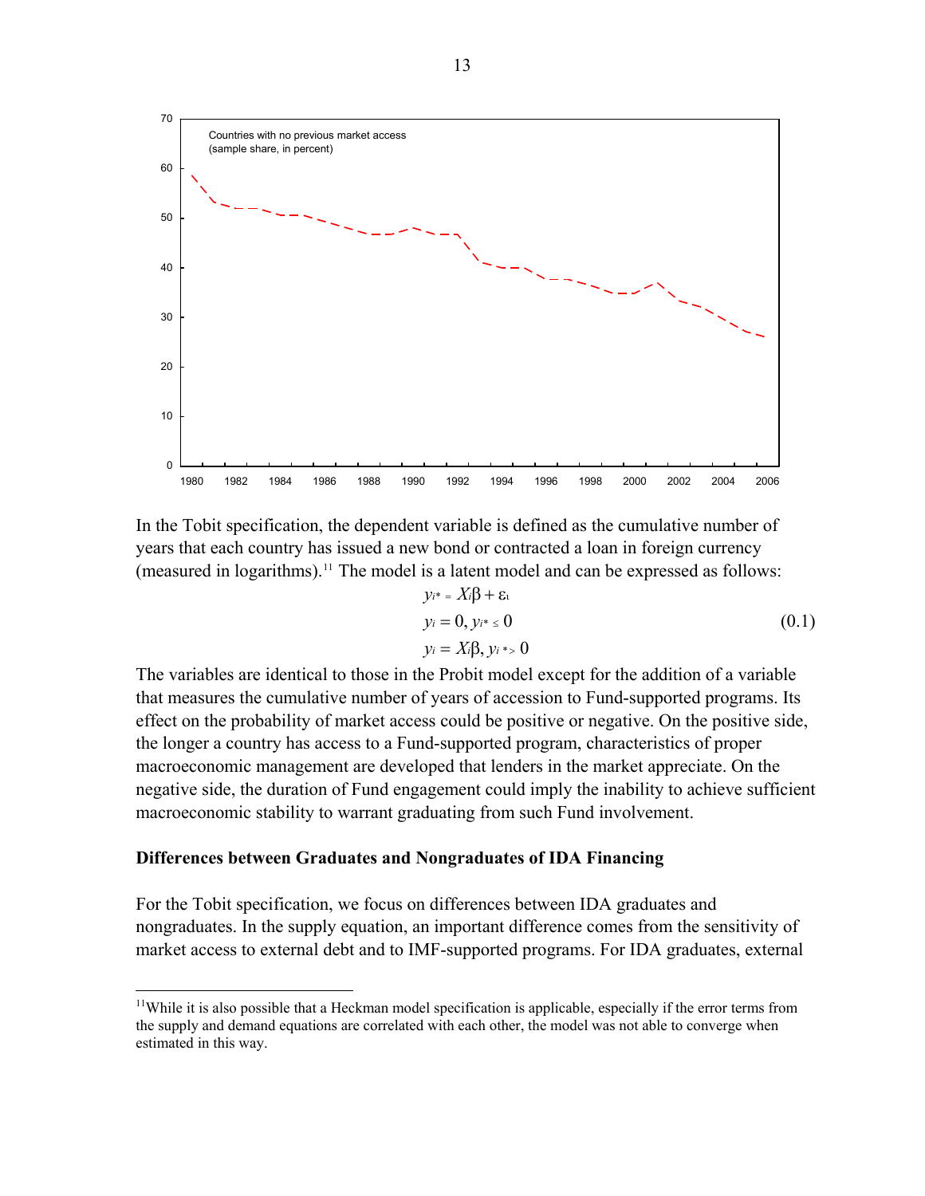Countries with no previous market access (sample share, in percent)

In the Tobit specification, the dependent variable is defined as the cumulative number of years that each country has issued a new bond or contracted a loan in foreign currency (measured in logarithms).[11] The model is a latent model and can be expressed as follows:

$$
\begin{aligned}
y_i^* &= X_i\beta + \varepsilon_i \\
y_i &= 0, \; y_i^* \leq 0 \\
y_i &= X_i\beta, \; y_i^* > 0
\end{aligned}
\tag{0.1}
$$

The variables are identical to those in the Probit model except for the addition of a variable that measures the cumulative number of years of accession to Fund-supported programs. Its effect on the probability of market access could be positive or negative. On the positive side, the longer a country has access to a Fund-supported program, characteristics of proper macroeconomic management are developed that lenders in the market appreciate. On the negative side, the duration of Fund engagement could imply the inability to achieve sufficient macroeconomic stability to warrant graduating from such Fund involvement.

### Differences between Graduates and Nongraduates of IDA Financing

For the Tobit specification, we focus on differences between IDA graduates and nongraduates. In the supply equation, an important difference comes from the sensitivity of market access to external debt and to IMF-supported programs. For IDA graduates, external

---

[11] While it is also possible that a Heckman model specification is applicable, especially if the error terms from the supply and demand equations are correlated with each other, the model was not able to converge when estimated in this way.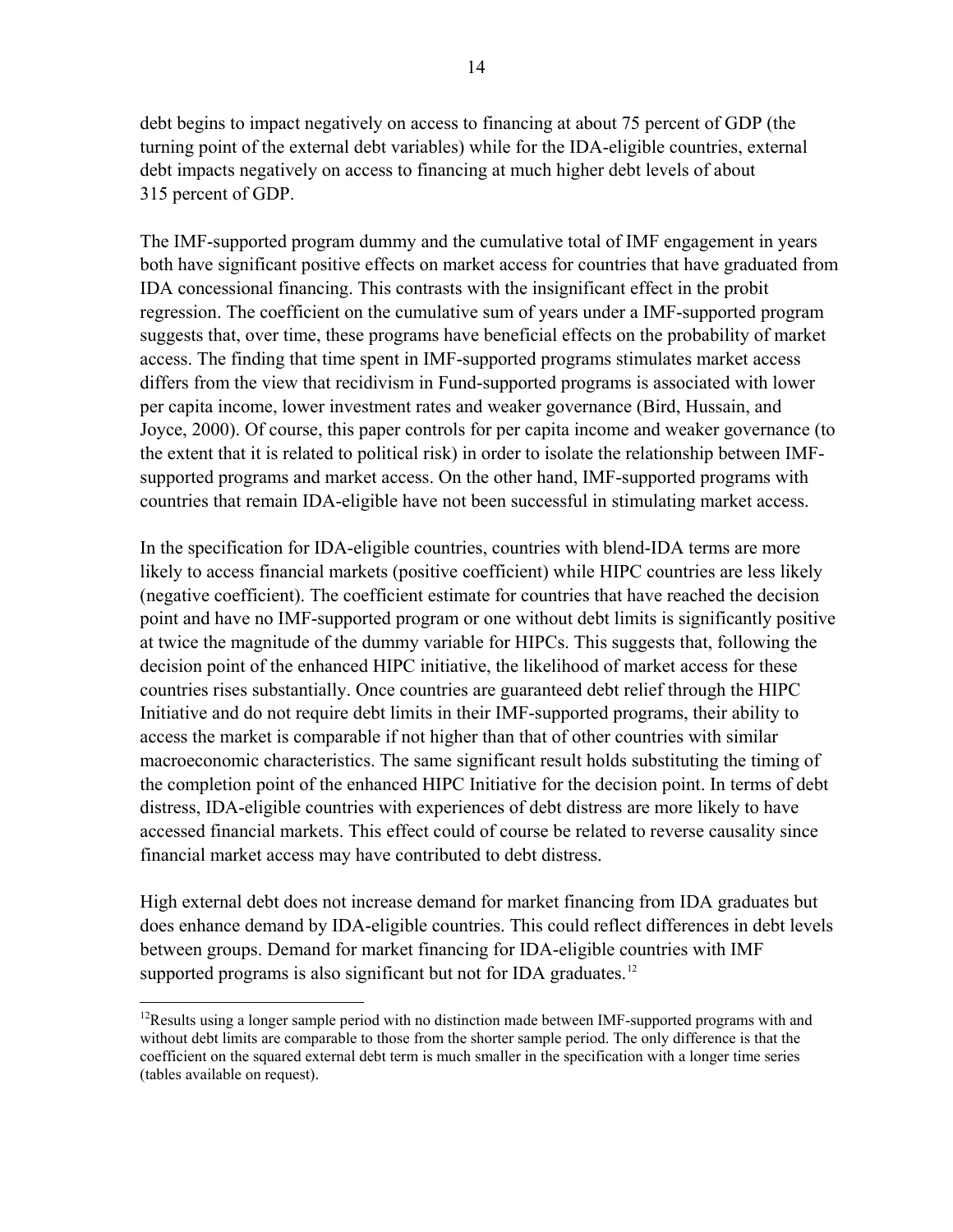debt begins to impact negatively on access to financing at about 75 percent of GDP (the turning point of the external debt variables) while for the IDA-eligible countries, external debt impacts negatively on access to financing at much higher debt levels of about 315 percent of GDP.

The IMF-supported program dummy and the cumulative total of IMF engagement in years both have significant positive effects on market access for countries that have graduated from IDA concessional financing. This contrasts with the insignificant effect in the probit regression. The coefficient on the cumulative sum of years under a IMF-supported program suggests that, over time, these programs have beneficial effects on the probability of market access. The finding that time spent in IMF-supported programs stimulates market access differs from the view that recidivism in Fund-supported programs is associated with lower per capita income, lower investment rates and weaker governance (Bird, Hussain, and Joyce, 2000). Of course, this paper controls for per capita income and weaker governance (to the extent that it is related to political risk) in order to isolate the relationship between IMF-supported programs and market access. On the other hand, IMF-supported programs with countries that remain IDA-eligible have not been successful in stimulating market access.

In the specification for IDA-eligible countries, countries with blend-IDA terms are more likely to access financial markets (positive coefficient) while HIPC countries are less likely (negative coefficient). The coefficient estimate for countries that have reached the decision point and have no IMF-supported program or one without debt limits is significantly positive at twice the magnitude of the dummy variable for HIPCs. This suggests that, following the decision point of the enhanced HIPC initiative, the likelihood of market access for these countries rises substantially. Once countries are guaranteed debt relief through the HIPC Initiative and do not require debt limits in their IMF-supported programs, their ability to access the market is comparable if not higher than that of other countries with similar macroeconomic characteristics. The same significant result holds substituting the timing of the completion point of the enhanced HIPC Initiative for the decision point. In terms of debt distress, IDA-eligible countries with experiences of debt distress are more likely to have accessed financial markets. This effect could of course be related to reverse causality since financial market access may have contributed to debt distress.

High external debt does not increase demand for market financing from IDA graduates but does enhance demand by IDA-eligible countries. This could reflect differences in debt levels between groups. Demand for market financing for IDA-eligible countries with IMF supported programs is also significant but not for IDA graduates.[12]

[12]Results using a longer sample period with no distinction made between IMF-supported programs with and without debt limits are comparable to those from the shorter sample period. The only difference is that the coefficient on the squared external debt term is much smaller in the specification with a longer time series (tables available on request).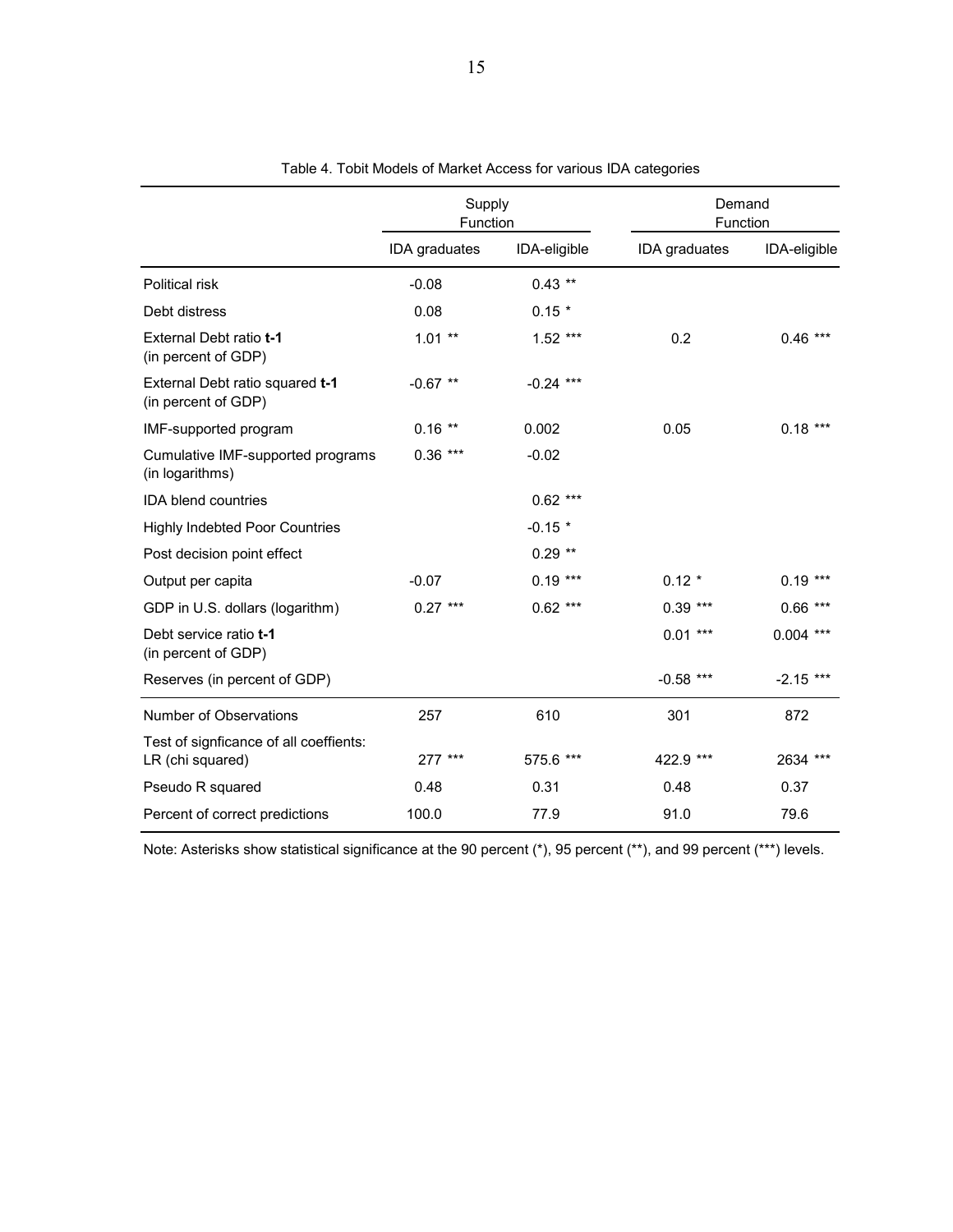Table 4. Tobit Models of Market Access for various IDA categories

| | Supply Function | | Demand Function | |
|---|---|---|---|---|
| | IDA graduates | IDA-eligible | IDA graduates | IDA-eligible |
| Political risk | -0.08 | 0.43 ** | | |
| Debt distress | 0.08 | 0.15 * | | |
| External Debt ratio **t-1** (in percent of GDP) | 1.01 ** | 1.52 *** | 0.2 | 0.46 *** |
| External Debt ratio squared **t-1** (in percent of GDP) | -0.67 ** | -0.24 *** | | |
| IMF-supported program | 0.16 ** | 0.002 | 0.05 | 0.18 *** |
| Cumulative IMF-supported programs (in logarithms) | 0.36 *** | -0.02 | | |
| IDA blend countries | | 0.62 *** | | |
| Highly Indebted Poor Countries | | -0.15 * | | |
| Post decision point effect | | 0.29 ** | | |
| Output per capita | -0.07 | 0.19 *** | 0.12 * | 0.19 *** |
| GDP in U.S. dollars (logarithm) | 0.27 *** | 0.62 *** | 0.39 *** | 0.66 *** |
| Debt service ratio **t-1** (in percent of GDP) | | | 0.01 *** | 0.004 *** |
| Reserves (in percent of GDP) | | | -0.58 *** | -2.15 *** |
| Number of Observations | 257 | 610 | 301 | 872 |
| Test of signficance of all coeffients: LR (chi squared) | 277 *** | 575.6 *** | 422.9 *** | 2634 *** |
| Pseudo R squared | 0.48 | 0.31 | 0.48 | 0.37 |
| Percent of correct predictions | 100.0 | 77.9 | 91.0 | 79.6 |

Note: Asterisks show statistical significance at the 90 percent (*), 95 percent (**), and 99 percent (***) levels.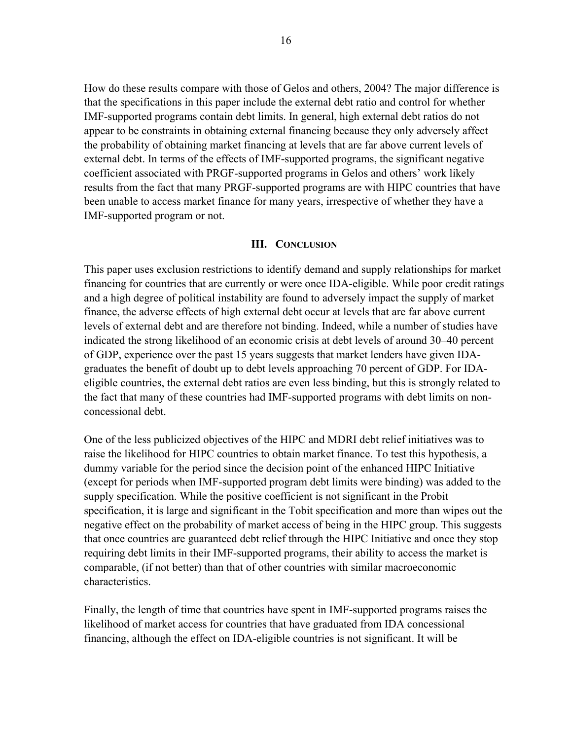How do these results compare with those of Gelos and others, 2004? The major difference is that the specifications in this paper include the external debt ratio and control for whether IMF-supported programs contain debt limits. In general, high external debt ratios do not appear to be constraints in obtaining external financing because they only adversely affect the probability of obtaining market financing at levels that are far above current levels of external debt. In terms of the effects of IMF-supported programs, the significant negative coefficient associated with PRGF-supported programs in Gelos and others' work likely results from the fact that many PRGF-supported programs are with HIPC countries that have been unable to access market finance for many years, irrespective of whether they have a IMF-supported program or not.

## III. Conclusion

This paper uses exclusion restrictions to identify demand and supply relationships for market financing for countries that are currently or were once IDA-eligible. While poor credit ratings and a high degree of political instability are found to adversely impact the supply of market finance, the adverse effects of high external debt occur at levels that are far above current levels of external debt and are therefore not binding. Indeed, while a number of studies have indicated the strong likelihood of an economic crisis at debt levels of around 30–40 percent of GDP, experience over the past 15 years suggests that market lenders have given IDA-graduates the benefit of doubt up to debt levels approaching 70 percent of GDP. For IDA-eligible countries, the external debt ratios are even less binding, but this is strongly related to the fact that many of these countries had IMF-supported programs with debt limits on non-concessional debt.

One of the less publicized objectives of the HIPC and MDRI debt relief initiatives was to raise the likelihood for HIPC countries to obtain market finance. To test this hypothesis, a dummy variable for the period since the decision point of the enhanced HIPC Initiative (except for periods when IMF-supported program debt limits were binding) was added to the supply specification. While the positive coefficient is not significant in the Probit specification, it is large and significant in the Tobit specification and more than wipes out the negative effect on the probability of market access of being in the HIPC group. This suggests that once countries are guaranteed debt relief through the HIPC Initiative and once they stop requiring debt limits in their IMF-supported programs, their ability to access the market is comparable, (if not better) than that of other countries with similar macroeconomic characteristics.

Finally, the length of time that countries have spent in IMF-supported programs raises the likelihood of market access for countries that have graduated from IDA concessional financing, although the effect on IDA-eligible countries is not significant. It will be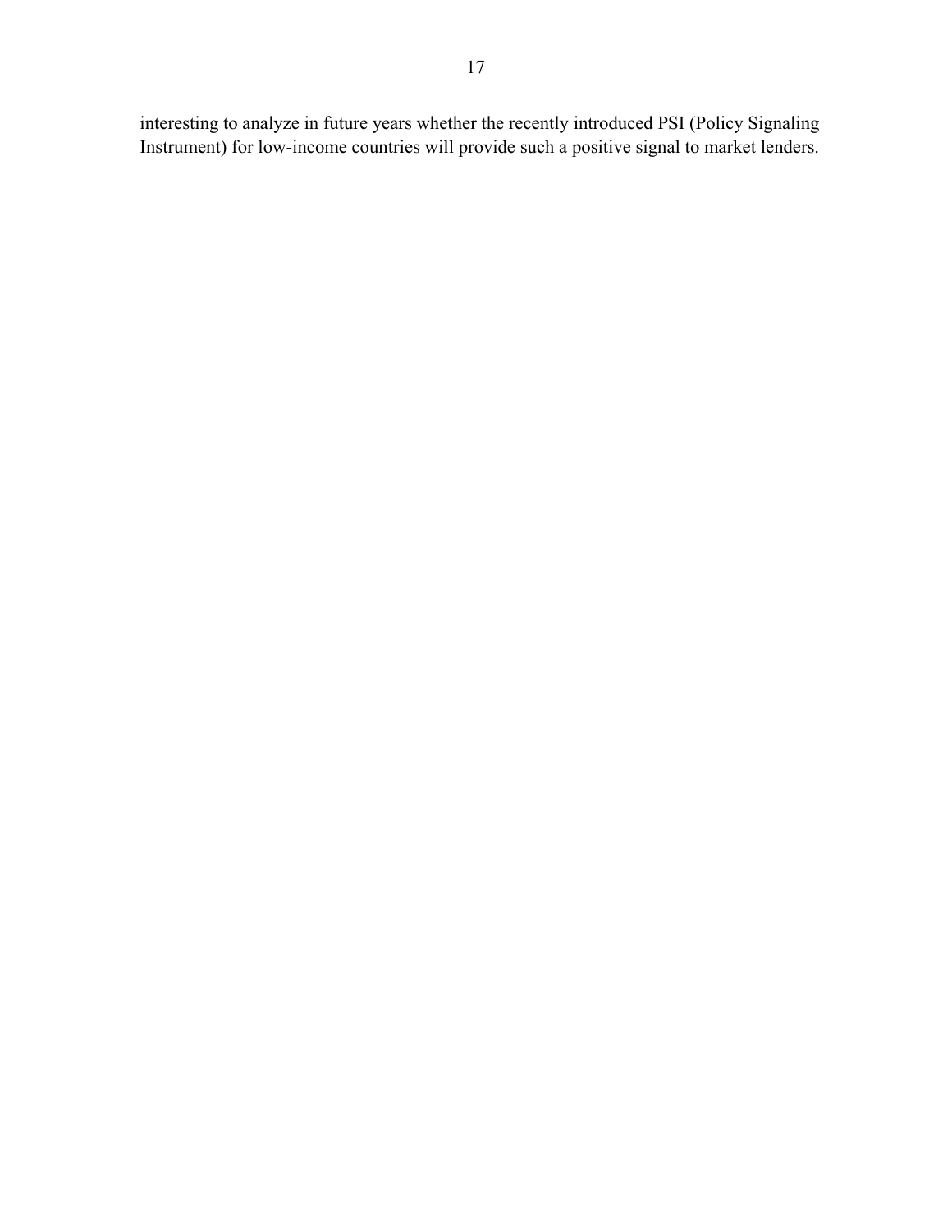interesting to analyze in future years whether the recently introduced PSI (Policy Signaling Instrument) for low-income countries will provide such a positive signal to market lenders.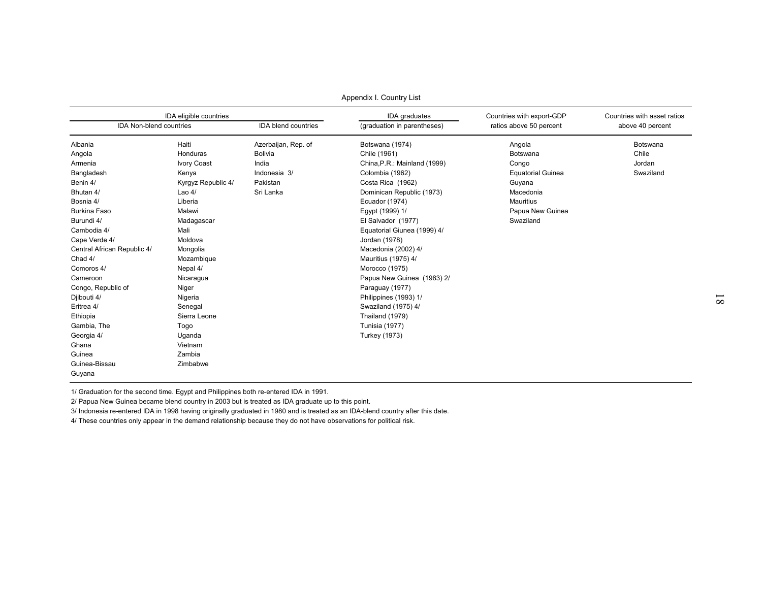Appendix I. Country List

| IDA eligible countries | | | IDA graduates | Countries with export-GDP | Countries with asset ratios |
|---|---|---|---|---|---|
| IDA Non-blend countries | | IDA blend countries | (graduation in parentheses) | ratios above 50 percent | above 40 percent |
| Albania | Haiti | Azerbaijan, Rep. of | Botswana (1974) | Angola | Botswana |
| Angola | Honduras | Bolivia | Chile (1961) | Botswana | Chile |
| Armenia | Ivory Coast | India | China,P.R.: Mainland (1999) | Congo | Jordan |
| Bangladesh | Kenya | Indonesia 3/ | Colombia (1962) | Equatorial Guinea | Swaziland |
| Benin 4/ | Kyrgyz Republic 4/ | Pakistan | Costa Rica (1962) | Guyana | |
| Bhutan 4/ | Lao 4/ | Sri Lanka | Dominican Republic (1973) | Macedonia | |
| Bosnia 4/ | Liberia | | Ecuador (1974) | Mauritius | |
| Burkina Faso | Malawi | | Egypt (1999) 1/ | Papua New Guinea | |
| Burundi 4/ | Madagascar | | El Salvador (1977) | Swaziland | |
| Cambodia 4/ | Mali | | Equatorial Giunea (1999) 4/ | | |
| Cape Verde 4/ | Moldova | | Jordan (1978) | | |
| Central African Republic 4/ | Mongolia | | Macedonia (2002) 4/ | | |
| Chad 4/ | Mozambique | | Mauritius (1975) 4/ | | |
| Comoros 4/ | Nepal 4/ | | Morocco (1975) | | |
| Cameroon | Nicaragua | | Papua New Guinea (1983) 2/ | | |
| Congo, Republic of | Niger | | Paraguay (1977) | | |
| Djibouti 4/ | Nigeria | | Philippines (1993) 1/ | | |
| Eritrea 4/ | Senegal | | Swaziland (1975) 4/ | | |
| Ethiopia | Sierra Leone | | Thailand (1979) | | |
| Gambia, The | Togo | | Tunisia (1977) | | |
| Georgia 4/ | Uganda | | Turkey (1973) | | |
| Ghana | Vietnam | | | | |
| Guinea | Zambia | | | | |
| Guinea-Bissau | Zimbabwe | | | | |
| Guyana | | | | | |

1/ Graduation for the second time. Egypt and Philippines both re-entered IDA in 1991.

2/ Papua New Guinea became blend country in 2003 but is treated as IDA graduate up to this point.

3/ Indonesia re-entered IDA in 1998 having originally graduated in 1980 and is treated as an IDA-blend country after this date.

4/ These countries only appear in the demand relationship because they do not have observations for political risk.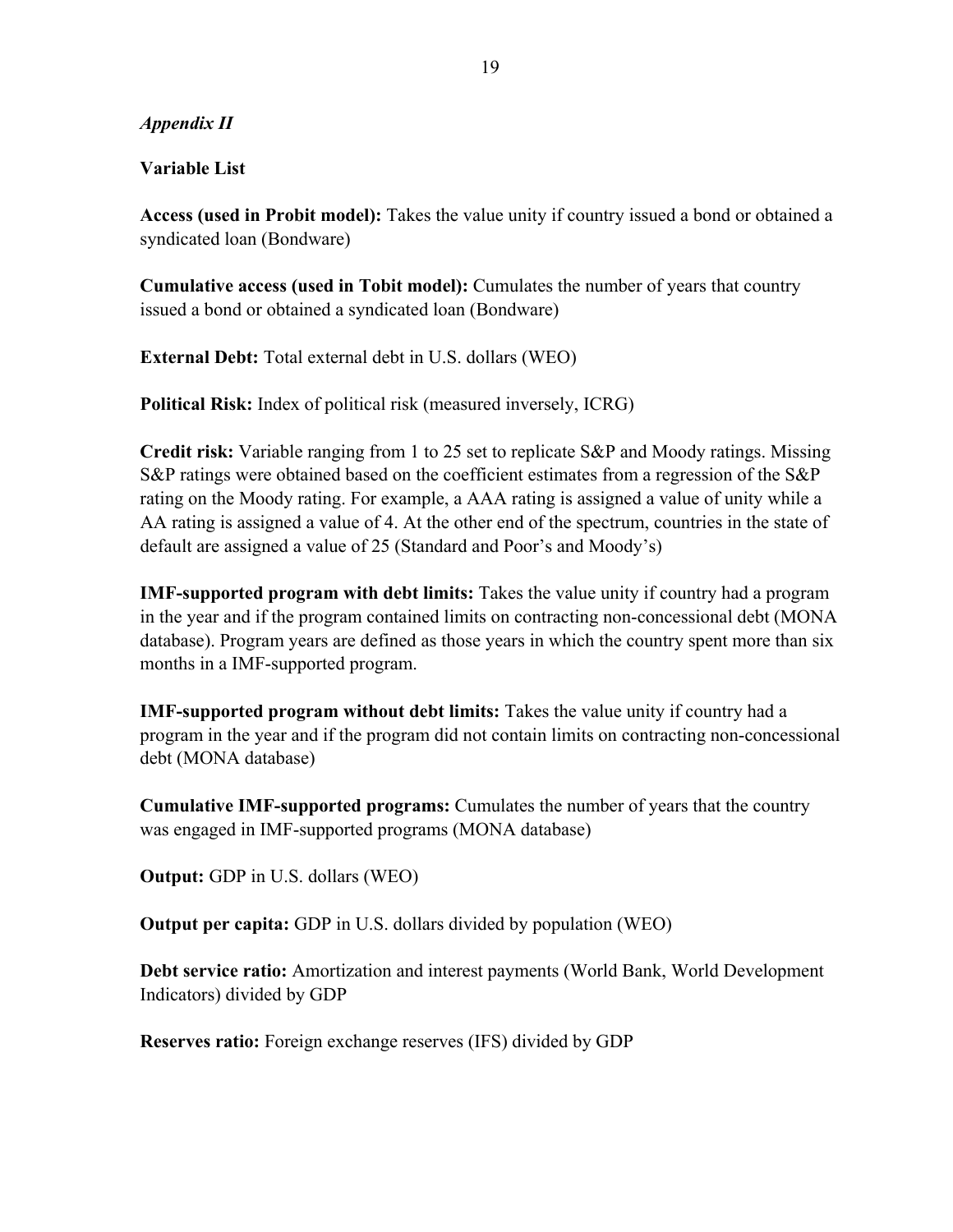*Appendix II*

**Variable List**

**Access (used in Probit model):** Takes the value unity if country issued a bond or obtained a syndicated loan (Bondware)

**Cumulative access (used in Tobit model):** Cumulates the number of years that country issued a bond or obtained a syndicated loan (Bondware)

**External Debt:** Total external debt in U.S. dollars (WEO)

**Political Risk:** Index of political risk (measured inversely, ICRG)

**Credit risk:** Variable ranging from 1 to 25 set to replicate S&P and Moody ratings. Missing S&P ratings were obtained based on the coefficient estimates from a regression of the S&P rating on the Moody rating. For example, a AAA rating is assigned a value of unity while a AA rating is assigned a value of 4. At the other end of the spectrum, countries in the state of default are assigned a value of 25 (Standard and Poor's and Moody's)

**IMF-supported program with debt limits:** Takes the value unity if country had a program in the year and if the program contained limits on contracting non-concessional debt (MONA database). Program years are defined as those years in which the country spent more than six months in a IMF-supported program.

**IMF-supported program without debt limits:** Takes the value unity if country had a program in the year and if the program did not contain limits on contracting non-concessional debt (MONA database)

**Cumulative IMF-supported programs:** Cumulates the number of years that the country was engaged in IMF-supported programs (MONA database)

**Output:** GDP in U.S. dollars (WEO)

**Output per capita:** GDP in U.S. dollars divided by population (WEO)

**Debt service ratio:** Amortization and interest payments (World Bank, World Development Indicators) divided by GDP

**Reserves ratio:** Foreign exchange reserves (IFS) divided by GDP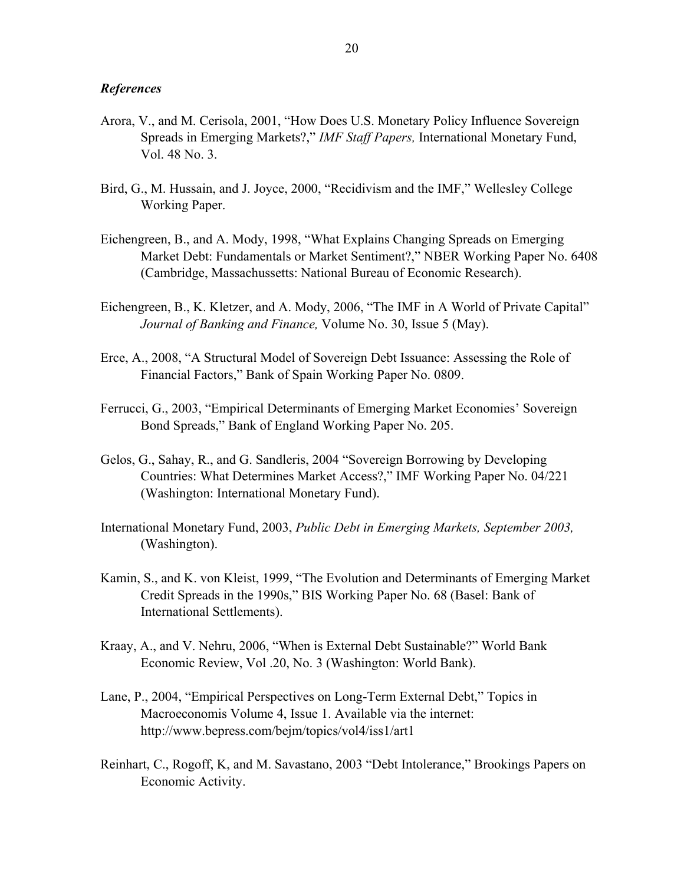### *References*

Arora, V., and M. Cerisola, 2001, "How Does U.S. Monetary Policy Influence Sovereign Spreads in Emerging Markets?," *IMF Staff Papers,* International Monetary Fund, Vol. 48 No. 3.

Bird, G., M. Hussain, and J. Joyce, 2000, "Recidivism and the IMF," Wellesley College Working Paper.

Eichengreen, B., and A. Mody, 1998, "What Explains Changing Spreads on Emerging Market Debt: Fundamentals or Market Sentiment?," NBER Working Paper No. 6408 (Cambridge, Massachussetts: National Bureau of Economic Research).

Eichengreen, B., K. Kletzer, and A. Mody, 2006, "The IMF in A World of Private Capital" *Journal of Banking and Finance,* Volume No. 30, Issue 5 (May).

Erce, A., 2008, "A Structural Model of Sovereign Debt Issuance: Assessing the Role of Financial Factors," Bank of Spain Working Paper No. 0809.

Ferrucci, G., 2003, "Empirical Determinants of Emerging Market Economies' Sovereign Bond Spreads," Bank of England Working Paper No. 205.

Gelos, G., Sahay, R., and G. Sandleris, 2004 "Sovereign Borrowing by Developing Countries: What Determines Market Access?," IMF Working Paper No. 04/221 (Washington: International Monetary Fund).

International Monetary Fund, 2003, *Public Debt in Emerging Markets, September 2003,* (Washington).

Kamin, S., and K. von Kleist, 1999, "The Evolution and Determinants of Emerging Market Credit Spreads in the 1990s," BIS Working Paper No. 68 (Basel: Bank of International Settlements).

Kraay, A., and V. Nehru, 2006, "When is External Debt Sustainable?" World Bank Economic Review, Vol .20, No. 3 (Washington: World Bank).

Lane, P., 2004, "Empirical Perspectives on Long-Term External Debt," Topics in Macroeconomis Volume 4, Issue 1. Available via the internet: http://www.bepress.com/bejm/topics/vol4/iss1/art1

Reinhart, C., Rogoff, K, and M. Savastano, 2003 "Debt Intolerance," Brookings Papers on Economic Activity.